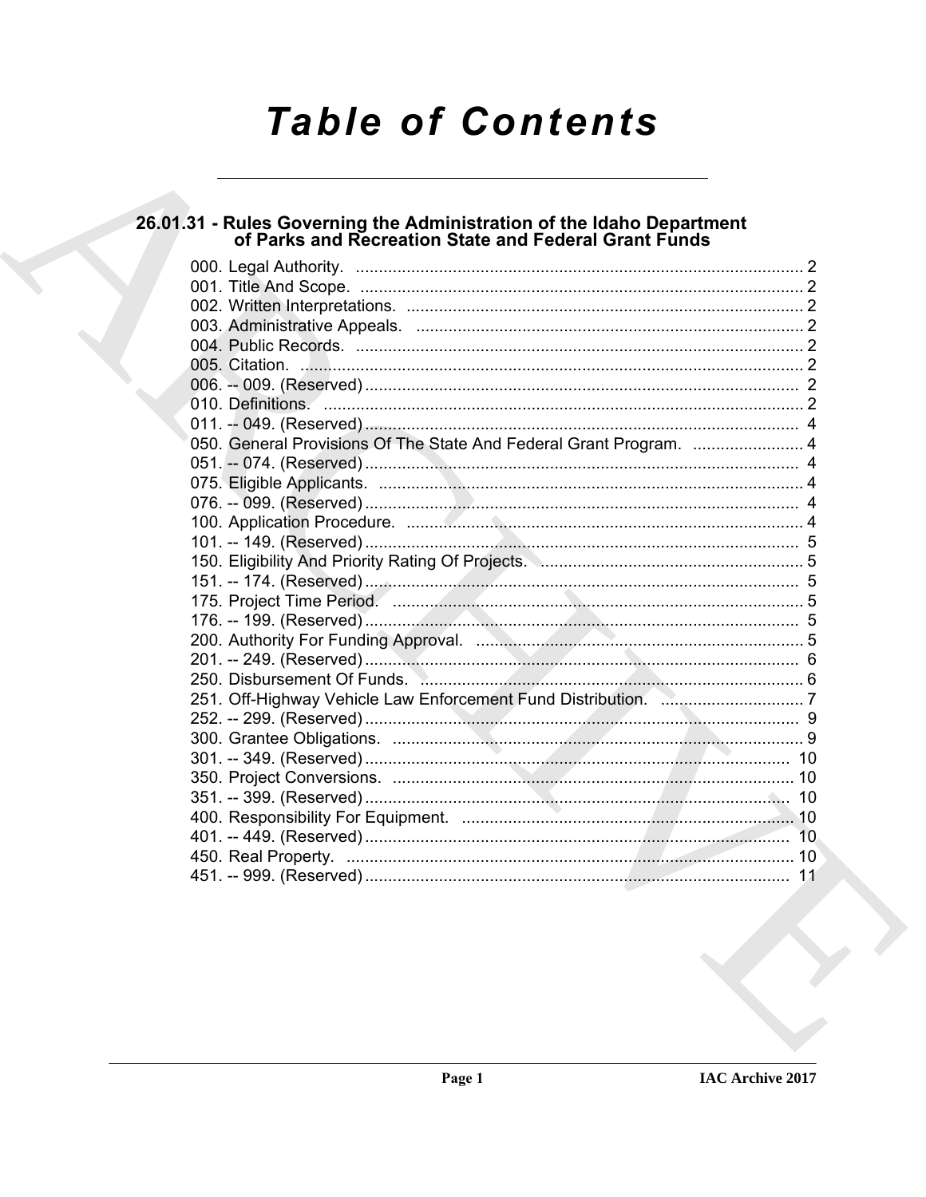# Table of Contents

## 26.01.31 - Rules Governing the Administration of the Idaho Department of Parks and Recreation State and Federal Grant Funds

000. Legal Authority. .......... 2
001. Title And Scope. .......... 2
002. Written Interpretations. .......... 2
003. Administrative Appeals. .......... 2
004. Public Records. .......... 2
005. Citation. .......... 2
006. -- 009. (Reserved) .......... 2
010. Definitions. .......... 2
011. -- 049. (Reserved) .......... 4
050. General Provisions Of The State And Federal Grant Program. .......... 4
051. -- 074. (Reserved) .......... 4
075. Eligible Applicants. .......... 4
076. -- 099. (Reserved) .......... 4
100. Application Procedure. .......... 4
101. -- 149. (Reserved) .......... 5
150. Eligibility And Priority Rating Of Projects. .......... 5
151. -- 174. (Reserved) .......... 5
175. Project Time Period. .......... 5
176. -- 199. (Reserved) .......... 5
200. Authority For Funding Approval. .......... 5
201. -- 249. (Reserved) .......... 6
250. Disbursement Of Funds. .......... 6
251. Off-Highway Vehicle Law Enforcement Fund Distribution. .......... 7
252. -- 299. (Reserved) .......... 9
300. Grantee Obligations. .......... 9
301. -- 349. (Reserved) .......... 10
350. Project Conversions. .......... 10
351. -- 399. (Reserved) .......... 10
400. Responsibility For Equipment. .......... 10
401. -- 449. (Reserved) .......... 10
450. Real Property. .......... 10
451. -- 999. (Reserved) .......... 11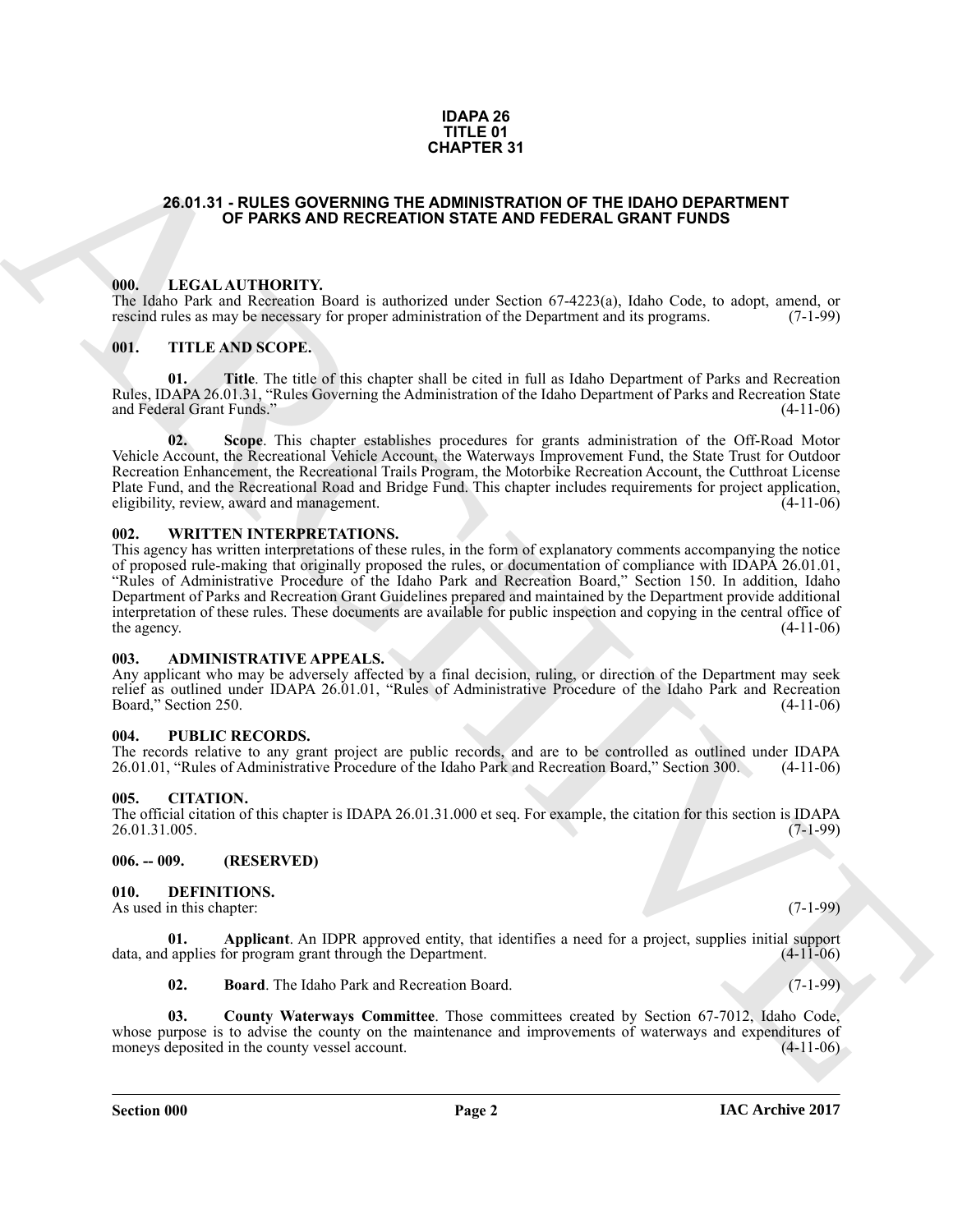**IDAPA 26**
**TITLE 01**
**CHAPTER 31**

## 26.01.31 - RULES GOVERNING THE ADMINISTRATION OF THE IDAHO DEPARTMENT OF PARKS AND RECREATION STATE AND FEDERAL GRANT FUNDS

### 000. LEGAL AUTHORITY.

The Idaho Park and Recreation Board is authorized under Section 67-4223(a), Idaho Code, to adopt, amend, or rescind rules as may be necessary for proper administration of the Department and its programs. (7-1-99)

### 001. TITLE AND SCOPE.

**01. Title**. The title of this chapter shall be cited in full as Idaho Department of Parks and Recreation Rules, IDAPA 26.01.31, "Rules Governing the Administration of the Idaho Department of Parks and Recreation State and Federal Grant Funds." (4-11-06)

**02. Scope**. This chapter establishes procedures for grants administration of the Off-Road Motor Vehicle Account, the Recreational Vehicle Account, the Waterways Improvement Fund, the State Trust for Outdoor Recreation Enhancement, the Recreational Trails Program, the Motorbike Recreation Account, the Cutthroat License Plate Fund, and the Recreational Road and Bridge Fund. This chapter includes requirements for project application, eligibility, review, award and management. (4-11-06)

### 002. WRITTEN INTERPRETATIONS.

This agency has written interpretations of these rules, in the form of explanatory comments accompanying the notice of proposed rule-making that originally proposed the rules, or documentation of compliance with IDAPA 26.01.01, "Rules of Administrative Procedure of the Idaho Park and Recreation Board," Section 150. In addition, Idaho Department of Parks and Recreation Grant Guidelines prepared and maintained by the Department provide additional interpretation of these rules. These documents are available for public inspection and copying in the central office of the agency. (4-11-06)

### 003. ADMINISTRATIVE APPEALS.

Any applicant who may be adversely affected by a final decision, ruling, or direction of the Department may seek relief as outlined under IDAPA 26.01.01, "Rules of Administrative Procedure of the Idaho Park and Recreation Board," Section 250. (4-11-06)

### 004. PUBLIC RECORDS.

The records relative to any grant project are public records, and are to be controlled as outlined under IDAPA 26.01.01, "Rules of Administrative Procedure of the Idaho Park and Recreation Board," Section 300. (4-11-06)

### 005. CITATION.

The official citation of this chapter is IDAPA 26.01.31.000 et seq. For example, the citation for this section is IDAPA 26.01.31.005. (7-1-99)

### 006. -- 009. (RESERVED)

### 010. DEFINITIONS.

As used in this chapter: (7-1-99)

**01. Applicant**. An IDPR approved entity, that identifies a need for a project, supplies initial support data, and applies for program grant through the Department. (4-11-06)

**02. Board**. The Idaho Park and Recreation Board. (7-1-99)

**03. County Waterways Committee**. Those committees created by Section 67-7012, Idaho Code, whose purpose is to advise the county on the maintenance and improvements of waterways and expenditures of moneys deposited in the county vessel account. (4-11-06)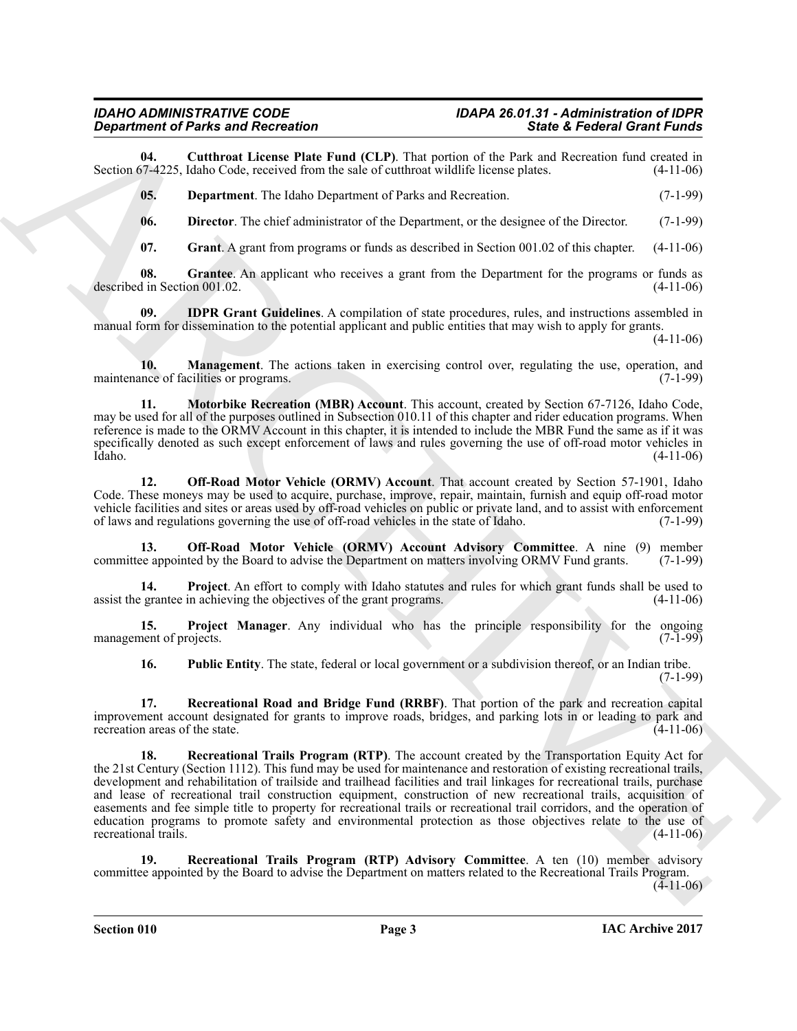**04. Cutthroat License Plate Fund (CLP)**. That portion of the Park and Recreation fund created in Section 67-4225, Idaho Code, received from the sale of cutthroat wildlife license plates. (4-11-06)

**05. Department**. The Idaho Department of Parks and Recreation. (7-1-99)

**06. Director**. The chief administrator of the Department, or the designee of the Director. (7-1-99)

**07. Grant**. A grant from programs or funds as described in Section 001.02 of this chapter. (4-11-06)

**08. Grantee**. An applicant who receives a grant from the Department for the programs or funds as described in Section 001.02. (4-11-06)

**09. IDPR Grant Guidelines**. A compilation of state procedures, rules, and instructions assembled in manual form for dissemination to the potential applicant and public entities that may wish to apply for grants. (4-11-06)

**10. Management**. The actions taken in exercising control over, regulating the use, operation, and maintenance of facilities or programs. (7-1-99)

**11. Motorbike Recreation (MBR) Account**. This account, created by Section 67-7126, Idaho Code, may be used for all of the purposes outlined in Subsection 010.11 of this chapter and rider education programs. When reference is made to the ORMV Account in this chapter, it is intended to include the MBR Fund the same as if it was specifically denoted as such except enforcement of laws and rules governing the use of off-road motor vehicles in Idaho. (4-11-06)

**12. Off-Road Motor Vehicle (ORMV) Account**. That account created by Section 57-1901, Idaho Code. These moneys may be used to acquire, purchase, improve, repair, maintain, furnish and equip off-road motor vehicle facilities and sites or areas used by off-road vehicles on public or private land, and to assist with enforcement of laws and regulations governing the use of off-road vehicles in the state of Idaho. (7-1-99)

**13. Off-Road Motor Vehicle (ORMV) Account Advisory Committee**. A nine (9) member committee appointed by the Board to advise the Department on matters involving ORMV Fund grants. (7-1-99)

**14. Project**. An effort to comply with Idaho statutes and rules for which grant funds shall be used to assist the grantee in achieving the objectives of the grant programs. (4-11-06)

**15. Project Manager**. Any individual who has the principle responsibility for the ongoing management of projects. (7-1-99)

**16. Public Entity**. The state, federal or local government or a subdivision thereof, or an Indian tribe. (7-1-99)

**17. Recreational Road and Bridge Fund (RRBF)**. That portion of the park and recreation capital improvement account designated for grants to improve roads, bridges, and parking lots in or leading to park and recreation areas of the state. (4-11-06)

**18. Recreational Trails Program (RTP)**. The account created by the Transportation Equity Act for the 21st Century (Section 1112). This fund may be used for maintenance and restoration of existing recreational trails, development and rehabilitation of trailside and trailhead facilities and trail linkages for recreational trails, purchase and lease of recreational trail construction equipment, construction of new recreational trails, acquisition of easements and fee simple title to property for recreational trails or recreational trail corridors, and the operation of education programs to promote safety and environmental protection as those objectives relate to the use of recreational trails. (4-11-06)

**19. Recreational Trails Program (RTP) Advisory Committee**. A ten (10) member advisory committee appointed by the Board to advise the Department on matters related to the Recreational Trails Program. (4-11-06)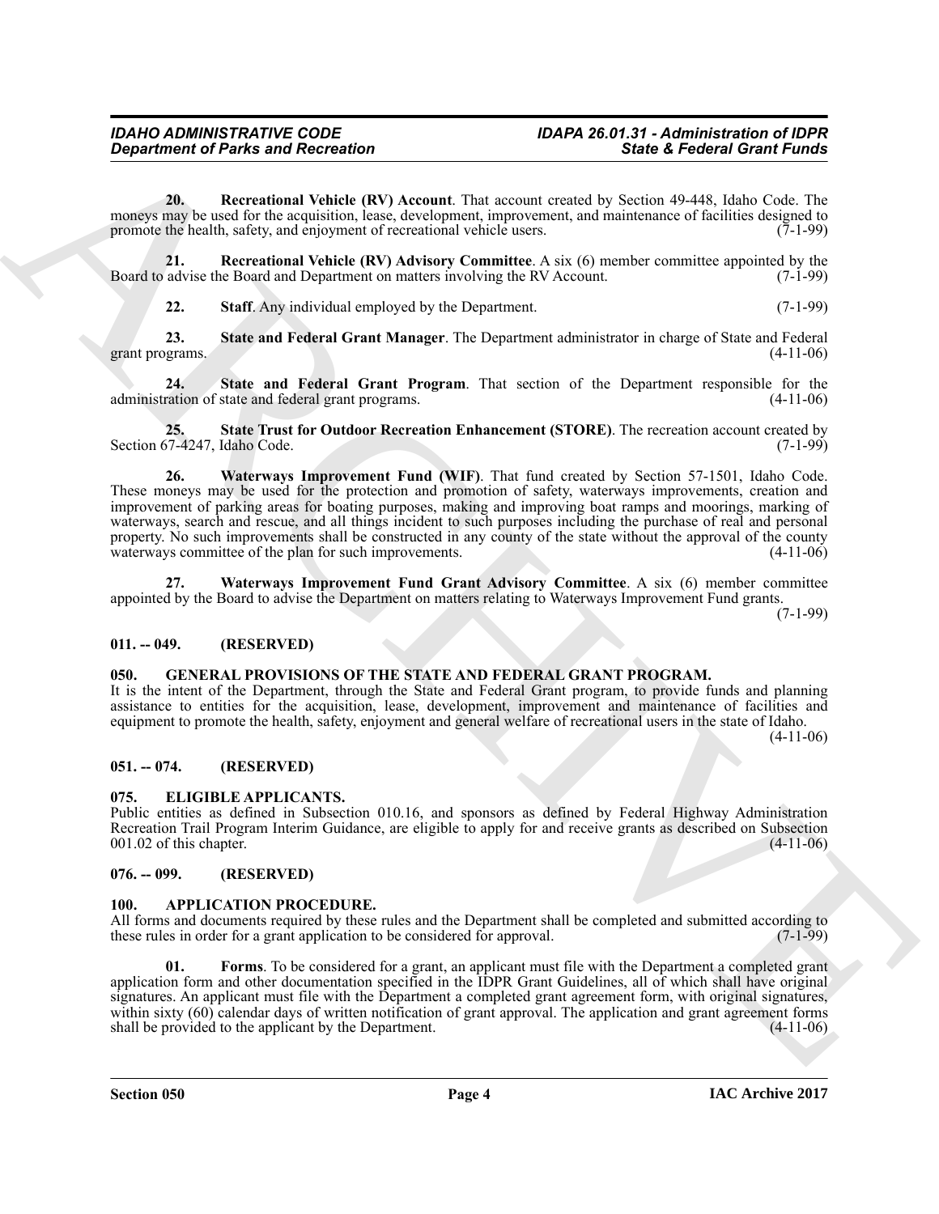**20. Recreational Vehicle (RV) Account**. That account created by Section 49-448, Idaho Code. The moneys may be used for the acquisition, lease, development, improvement, and maintenance of facilities designed to promote the health, safety, and enjoyment of recreational vehicle users. (7-1-99)

**21. Recreational Vehicle (RV) Advisory Committee**. A six (6) member committee appointed by the Board to advise the Board and Department on matters involving the RV Account. (7-1-99)

**22. Staff**. Any individual employed by the Department. (7-1-99)

**23. State and Federal Grant Manager**. The Department administrator in charge of State and Federal grant programs. (4-11-06)

**24. State and Federal Grant Program**. That section of the Department responsible for the administration of state and federal grant programs. (4-11-06)

**25. State Trust for Outdoor Recreation Enhancement (STORE)**. The recreation account created by Section 67-4247, Idaho Code. (7-1-99)

**26. Waterways Improvement Fund (WIF)**. That fund created by Section 57-1501, Idaho Code. These moneys may be used for the protection and promotion of safety, waterways improvements, creation and improvement of parking areas for boating purposes, making and improving boat ramps and moorings, marking of waterways, search and rescue, and all things incident to such purposes including the purchase of real and personal property. No such improvements shall be constructed in any county of the state without the approval of the county waterways committee of the plan for such improvements. (4-11-06)

**27. Waterways Improvement Fund Grant Advisory Committee**. A six (6) member committee appointed by the Board to advise the Department on matters relating to Waterways Improvement Fund grants. (7-1-99)

## 011. -- 049. (RESERVED)

## 050. GENERAL PROVISIONS OF THE STATE AND FEDERAL GRANT PROGRAM.

It is the intent of the Department, through the State and Federal Grant program, to provide funds and planning assistance to entities for the acquisition, lease, development, improvement and maintenance of facilities and equipment to promote the health, safety, enjoyment and general welfare of recreational users in the state of Idaho. (4-11-06)

## 051. -- 074. (RESERVED)

## 075. ELIGIBLE APPLICANTS.

Public entities as defined in Subsection 010.16, and sponsors as defined by Federal Highway Administration Recreation Trail Program Interim Guidance, are eligible to apply for and receive grants as described on Subsection 001.02 of this chapter. (4-11-06)

## 076. -- 099. (RESERVED)

## 100. APPLICATION PROCEDURE.

All forms and documents required by these rules and the Department shall be completed and submitted according to these rules in order for a grant application to be considered for approval. (7-1-99)

**01. Forms**. To be considered for a grant, an applicant must file with the Department a completed grant application form and other documentation specified in the IDPR Grant Guidelines, all of which shall have original signatures. An applicant must file with the Department a completed grant agreement form, with original signatures, within sixty (60) calendar days of written notification of grant approval. The application and grant agreement forms shall be provided to the applicant by the Department. (4-11-06)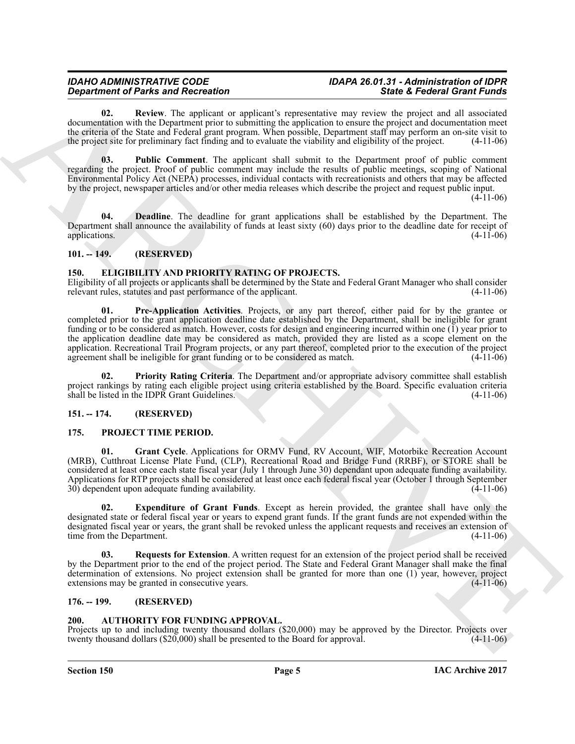**02. Review**. The applicant or applicant's representative may review the project and all associated documentation with the Department prior to submitting the application to ensure the project and documentation meet the criteria of the State and Federal grant program. When possible, Department staff may perform an on-site visit to the project site for preliminary fact finding and to evaluate the viability and eligibility of the project. (4-11-06)

**03. Public Comment**. The applicant shall submit to the Department proof of public comment regarding the project. Proof of public comment may include the results of public meetings, scoping of National Environmental Policy Act (NEPA) processes, individual contacts with recreationists and others that may be affected by the project, newspaper articles and/or other media releases which describe the project and request public input. (4-11-06)

**04. Deadline**. The deadline for grant applications shall be established by the Department. The Department shall announce the availability of funds at least sixty (60) days prior to the deadline date for receipt of applications. (4-11-06)

## 101. -- 149. (RESERVED)

## 150. ELIGIBILITY AND PRIORITY RATING OF PROJECTS.

Eligibility of all projects or applicants shall be determined by the State and Federal Grant Manager who shall consider relevant rules, statutes and past performance of the applicant. (4-11-06)

**01. Pre-Application Activities**. Projects, or any part thereof, either paid for by the grantee or completed prior to the grant application deadline date established by the Department, shall be ineligible for grant funding or to be considered as match. However, costs for design and engineering incurred within one (1) year prior to the application deadline date may be considered as match, provided they are listed as a scope element on the application. Recreational Trail Program projects, or any part thereof, completed prior to the execution of the project agreement shall be ineligible for grant funding or to be considered as match. (4-11-06)

**02. Priority Rating Criteria**. The Department and/or appropriate advisory committee shall establish project rankings by rating each eligible project using criteria established by the Board. Specific evaluation criteria shall be listed in the IDPR Grant Guidelines. (4-11-06)

## 151. -- 174. (RESERVED)

## 175. PROJECT TIME PERIOD.

**01. Grant Cycle**. Applications for ORMV Fund, RV Account, WIF, Motorbike Recreation Account (MRB), Cutthroat License Plate Fund, (CLP), Recreational Road and Bridge Fund (RRBF), or STORE shall be considered at least once each state fiscal year (July 1 through June 30) dependant upon adequate funding availability. Applications for RTP projects shall be considered at least once each federal fiscal year (October 1 through September 30) dependent upon adequate funding availability. (4-11-06)

**02. Expenditure of Grant Funds**. Except as herein provided, the grantee shall have only the designated state or federal fiscal year or years to expend grant funds. If the grant funds are not expended within the designated fiscal year or years, the grant shall be revoked unless the applicant requests and receives an extension of time from the Department. (4-11-06)

**03. Requests for Extension**. A written request for an extension of the project period shall be received by the Department prior to the end of the project period. The State and Federal Grant Manager shall make the final determination of extensions. No project extension shall be granted for more than one (1) year, however, project extensions may be granted in consecutive years. (4-11-06)

## 176. -- 199. (RESERVED)

## 200. AUTHORITY FOR FUNDING APPROVAL.

Projects up to and including twenty thousand dollars ($20,000) may be approved by the Director. Projects over twenty thousand dollars ($20,000) shall be presented to the Board for approval. (4-11-06)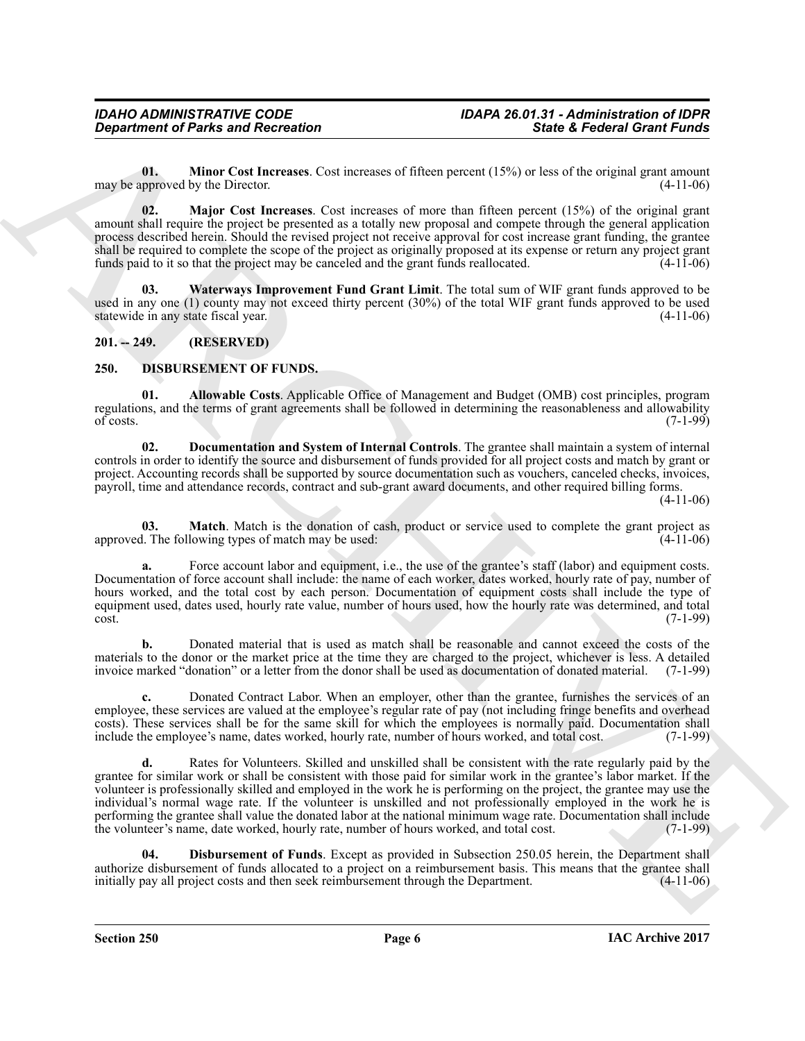**01. Minor Cost Increases**. Cost increases of fifteen percent (15%) or less of the original grant amount may be approved by the Director. (4-11-06)

**02. Major Cost Increases**. Cost increases of more than fifteen percent (15%) of the original grant amount shall require the project be presented as a totally new proposal and compete through the general application process described herein. Should the revised project not receive approval for cost increase grant funding, the grantee shall be required to complete the scope of the project as originally proposed at its expense or return any project grant funds paid to it so that the project may be canceled and the grant funds reallocated. (4-11-06)

**03. Waterways Improvement Fund Grant Limit**. The total sum of WIF grant funds approved to be used in any one (1) county may not exceed thirty percent (30%) of the total WIF grant funds approved to be used statewide in any state fiscal year. (4-11-06)

## 201. -- 249. (RESERVED)

## 250. DISBURSEMENT OF FUNDS.

**01. Allowable Costs**. Applicable Office of Management and Budget (OMB) cost principles, program regulations, and the terms of grant agreements shall be followed in determining the reasonableness and allowability of costs. (7-1-99)

**02. Documentation and System of Internal Controls**. The grantee shall maintain a system of internal controls in order to identify the source and disbursement of funds provided for all project costs and match by grant or project. Accounting records shall be supported by source documentation such as vouchers, canceled checks, invoices, payroll, time and attendance records, contract and sub-grant award documents, and other required billing forms. (4-11-06)

**03. Match**. Match is the donation of cash, product or service used to complete the grant project as approved. The following types of match may be used: (4-11-06)

**a.** Force account labor and equipment, i.e., the use of the grantee's staff (labor) and equipment costs. Documentation of force account shall include: the name of each worker, dates worked, hourly rate of pay, number of hours worked, and the total cost by each person. Documentation of equipment costs shall include the type of equipment used, dates used, hourly rate value, number of hours used, how the hourly rate was determined, and total cost. (7-1-99)

**b.** Donated material that is used as match shall be reasonable and cannot exceed the costs of the materials to the donor or the market price at the time they are charged to the project, whichever is less. A detailed invoice marked "donation" or a letter from the donor shall be used as documentation of donated material. (7-1-99)

**c.** Donated Contract Labor. When an employer, other than the grantee, furnishes the services of an employee, these services are valued at the employee's regular rate of pay (not including fringe benefits and overhead costs). These services shall be for the same skill for which the employees is normally paid. Documentation shall include the employee's name, dates worked, hourly rate, number of hours worked, and total cost. (7-1-99)

**d.** Rates for Volunteers. Skilled and unskilled shall be consistent with the rate regularly paid by the grantee for similar work or shall be consistent with those paid for similar work in the grantee's labor market. If the volunteer is professionally skilled and employed in the work he is performing on the project, the grantee may use the individual's normal wage rate. If the volunteer is unskilled and not professionally employed in the work he is performing the grantee shall value the donated labor at the national minimum wage rate. Documentation shall include the volunteer's name, date worked, hourly rate, number of hours worked, and total cost. (7-1-99)

**04. Disbursement of Funds**. Except as provided in Subsection 250.05 herein, the Department shall authorize disbursement of funds allocated to a project on a reimbursement basis. This means that the grantee shall initially pay all project costs and then seek reimbursement through the Department. (4-11-06)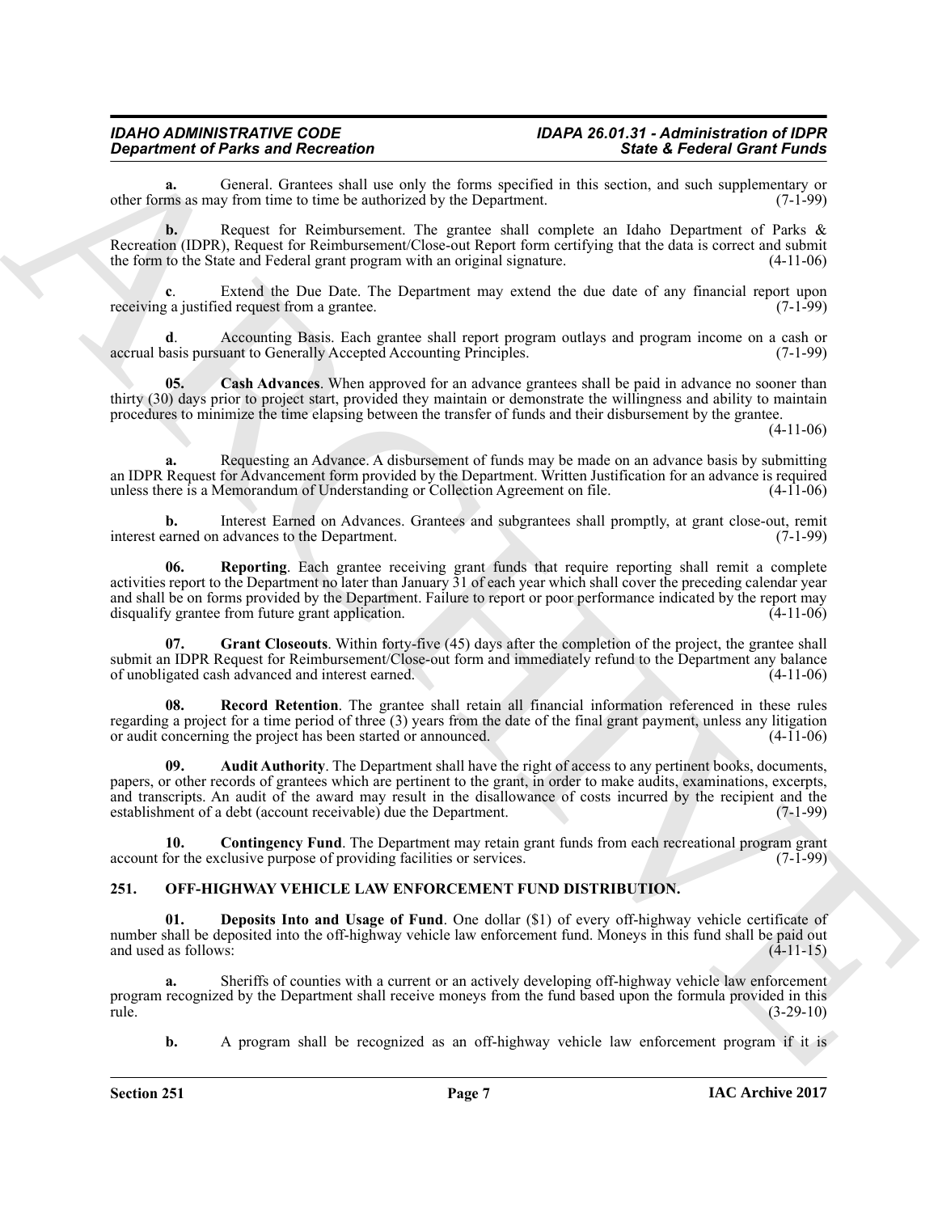**a.** General. Grantees shall use only the forms specified in this section, and such supplementary or other forms as may from time to time be authorized by the Department. (7-1-99)

**b.** Request for Reimbursement. The grantee shall complete an Idaho Department of Parks & Recreation (IDPR), Request for Reimbursement/Close-out Report form certifying that the data is correct and submit the form to the State and Federal grant program with an original signature. (4-11-06)

**c**. Extend the Due Date. The Department may extend the due date of any financial report upon receiving a justified request from a grantee. (7-1-99)

**d**. Accounting Basis. Each grantee shall report program outlays and program income on a cash or accrual basis pursuant to Generally Accepted Accounting Principles. (7-1-99)

**05. Cash Advances**. When approved for an advance grantees shall be paid in advance no sooner than thirty (30) days prior to project start, provided they maintain or demonstrate the willingness and ability to maintain procedures to minimize the time elapsing between the transfer of funds and their disbursement by the grantee. (4-11-06)

**a.** Requesting an Advance. A disbursement of funds may be made on an advance basis by submitting an IDPR Request for Advancement form provided by the Department. Written Justification for an advance is required unless there is a Memorandum of Understanding or Collection Agreement on file. (4-11-06)

**b.** Interest Earned on Advances. Grantees and subgrantees shall promptly, at grant close-out, remit interest earned on advances to the Department. (7-1-99)

**06. Reporting**. Each grantee receiving grant funds that require reporting shall remit a complete activities report to the Department no later than January 31 of each year which shall cover the preceding calendar year and shall be on forms provided by the Department. Failure to report or poor performance indicated by the report may disqualify grantee from future grant application. (4-11-06)

**07. Grant Closeouts**. Within forty-five (45) days after the completion of the project, the grantee shall submit an IDPR Request for Reimbursement/Close-out form and immediately refund to the Department any balance of unobligated cash advanced and interest earned. (4-11-06)

**08. Record Retention**. The grantee shall retain all financial information referenced in these rules regarding a project for a time period of three (3) years from the date of the final grant payment, unless any litigation or audit concerning the project has been started or announced. (4-11-06)

**09. Audit Authority**. The Department shall have the right of access to any pertinent books, documents, papers, or other records of grantees which are pertinent to the grant, in order to make audits, examinations, excerpts, and transcripts. An audit of the award may result in the disallowance of costs incurred by the recipient and the establishment of a debt (account receivable) due the Department. (7-1-99)

**10. Contingency Fund**. The Department may retain grant funds from each recreational program grant account for the exclusive purpose of providing facilities or services. (7-1-99)

## 251. OFF-HIGHWAY VEHICLE LAW ENFORCEMENT FUND DISTRIBUTION.

**01. Deposits Into and Usage of Fund**. One dollar ($1) of every off-highway vehicle certificate of number shall be deposited into the off-highway vehicle law enforcement fund. Moneys in this fund shall be paid out and used as follows: (4-11-15)

**a.** Sheriffs of counties with a current or an actively developing off-highway vehicle law enforcement program recognized by the Department shall receive moneys from the fund based upon the formula provided in this rule. (3-29-10)

**b.** A program shall be recognized as an off-highway vehicle law enforcement program if it is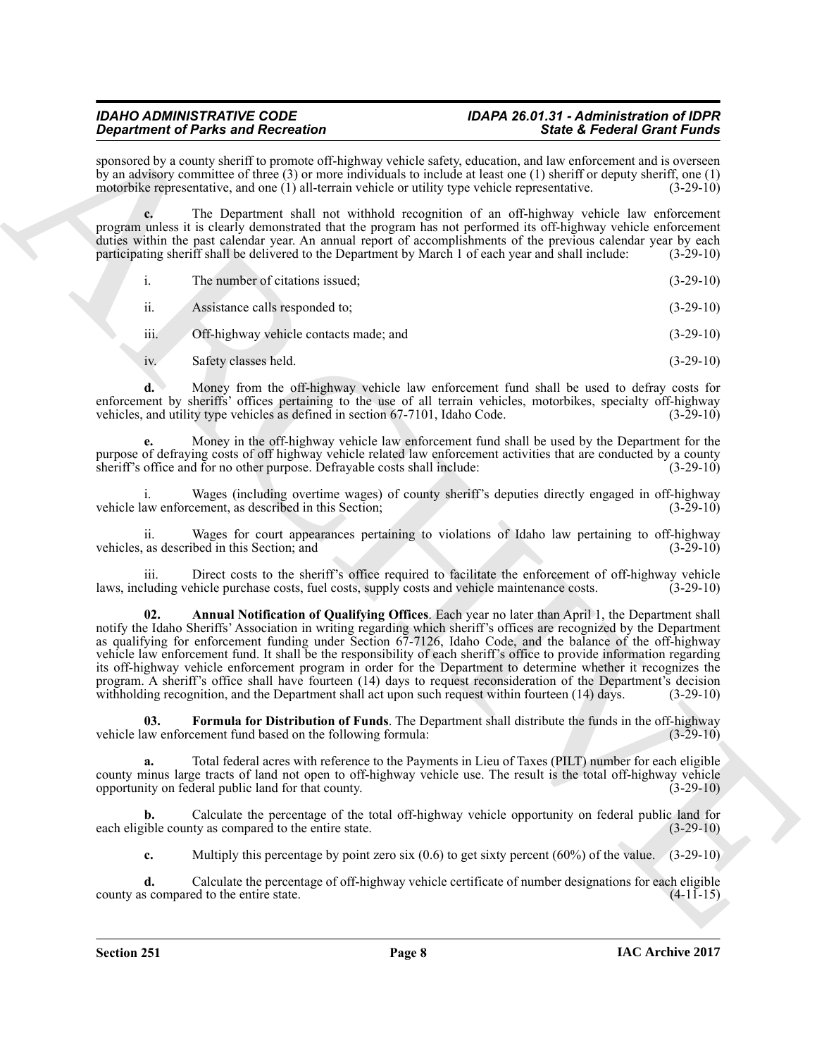sponsored by a county sheriff to promote off-highway vehicle safety, education, and law enforcement and is overseen by an advisory committee of three (3) or more individuals to include at least one (1) sheriff or deputy sheriff, one (1) motorbike representative, and one (1) all-terrain vehicle or utility type vehicle representative. (3-29-10)

**c.** The Department shall not withhold recognition of an off-highway vehicle law enforcement program unless it is clearly demonstrated that the program has not performed its off-highway vehicle enforcement duties within the past calendar year. An annual report of accomplishments of the previous calendar year by each participating sheriff shall be delivered to the Department by March 1 of each year and shall include: (3-29-10)

i. The number of citations issued; (3-29-10)

ii. Assistance calls responded to; (3-29-10)

iii. Off-highway vehicle contacts made; and (3-29-10)

iv. Safety classes held. (3-29-10)

**d.** Money from the off-highway vehicle law enforcement fund shall be used to defray costs for enforcement by sheriffs' offices pertaining to the use of all terrain vehicles, motorbikes, specialty off-highway vehicles, and utility type vehicles as defined in section 67-7101, Idaho Code. (3-29-10)

**e.** Money in the off-highway vehicle law enforcement fund shall be used by the Department for the purpose of defraying costs of off highway vehicle related law enforcement activities that are conducted by a county sheriff's office and for no other purpose. Defrayable costs shall include: (3-29-10)

i. Wages (including overtime wages) of county sheriff's deputies directly engaged in off-highway vehicle law enforcement, as described in this Section; (3-29-10)

ii. Wages for court appearances pertaining to violations of Idaho law pertaining to off-highway vehicles, as described in this Section; and (3-29-10)

iii. Direct costs to the sheriff's office required to facilitate the enforcement of off-highway vehicle laws, including vehicle purchase costs, fuel costs, supply costs and vehicle maintenance costs. (3-29-10)

**02. Annual Notification of Qualifying Offices**. Each year no later than April 1, the Department shall notify the Idaho Sheriffs' Association in writing regarding which sheriff's offices are recognized by the Department as qualifying for enforcement funding under Section 67-7126, Idaho Code, and the balance of the off-highway vehicle law enforcement fund. It shall be the responsibility of each sheriff's office to provide information regarding its off-highway vehicle enforcement program in order for the Department to determine whether it recognizes the program. A sheriff's office shall have fourteen (14) days to request reconsideration of the Department's decision withholding recognition, and the Department shall act upon such request within fourteen (14) days. (3-29-10)

**03. Formula for Distribution of Funds**. The Department shall distribute the funds in the off-highway vehicle law enforcement fund based on the following formula: (3-29-10)

**a.** Total federal acres with reference to the Payments in Lieu of Taxes (PILT) number for each eligible county minus large tracts of land not open to off-highway vehicle use. The result is the total off-highway vehicle opportunity on federal public land for that county. (3-29-10)

**b.** Calculate the percentage of the total off-highway vehicle opportunity on federal public land for each eligible county as compared to the entire state. (3-29-10)

**c.** Multiply this percentage by point zero six (0.6) to get sixty percent (60%) of the value. (3-29-10)

**d.** Calculate the percentage of off-highway vehicle certificate of number designations for each eligible county as compared to the entire state. (4-11-15)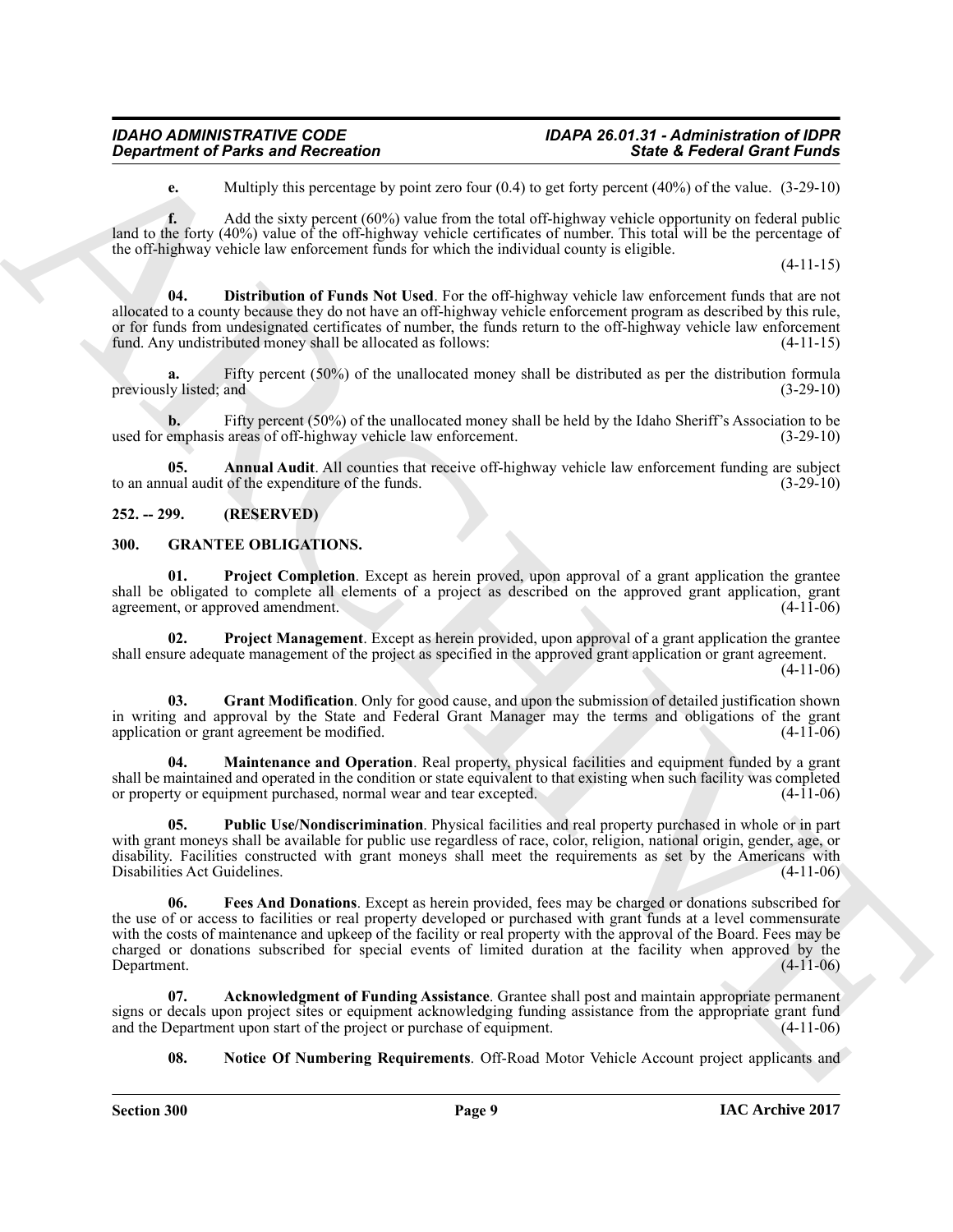**e.** Multiply this percentage by point zero four (0.4) to get forty percent (40%) of the value. (3-29-10)

**f.** Add the sixty percent (60%) value from the total off-highway vehicle opportunity on federal public land to the forty (40%) value of the off-highway vehicle certificates of number. This total will be the percentage of the off-highway vehicle law enforcement funds for which the individual county is eligible. (4-11-15)

**04. Distribution of Funds Not Used**. For the off-highway vehicle law enforcement funds that are not allocated to a county because they do not have an off-highway vehicle enforcement program as described by this rule, or for funds from undesignated certificates of number, the funds return to the off-highway vehicle law enforcement fund. Any undistributed money shall be allocated as follows: (4-11-15)

**a.** Fifty percent (50%) of the unallocated money shall be distributed as per the distribution formula previously listed; and (3-29-10)

**b.** Fifty percent (50%) of the unallocated money shall be held by the Idaho Sheriff's Association to be used for emphasis areas of off-highway vehicle law enforcement. (3-29-10)

**05. Annual Audit**. All counties that receive off-highway vehicle law enforcement funding are subject to an annual audit of the expenditure of the funds. (3-29-10)

## 252. -- 299. (RESERVED)

## 300. GRANTEE OBLIGATIONS.

**01. Project Completion**. Except as herein proved, upon approval of a grant application the grantee shall be obligated to complete all elements of a project as described on the approved grant application, grant agreement, or approved amendment. (4-11-06)

**02. Project Management**. Except as herein provided, upon approval of a grant application the grantee shall ensure adequate management of the project as specified in the approved grant application or grant agreement. (4-11-06)

**03. Grant Modification**. Only for good cause, and upon the submission of detailed justification shown in writing and approval by the State and Federal Grant Manager may the terms and obligations of the grant application or grant agreement be modified. (4-11-06)

**04. Maintenance and Operation**. Real property, physical facilities and equipment funded by a grant shall be maintained and operated in the condition or state equivalent to that existing when such facility was completed or property or equipment purchased, normal wear and tear excepted. (4-11-06)

**05. Public Use/Nondiscrimination**. Physical facilities and real property purchased in whole or in part with grant moneys shall be available for public use regardless of race, color, religion, national origin, gender, age, or disability. Facilities constructed with grant moneys shall meet the requirements as set by the Americans with Disabilities Act Guidelines. (4-11-06)

**06. Fees And Donations**. Except as herein provided, fees may be charged or donations subscribed for the use of or access to facilities or real property developed or purchased with grant funds at a level commensurate with the costs of maintenance and upkeep of the facility or real property with the approval of the Board. Fees may be charged or donations subscribed for special events of limited duration at the facility when approved by the Department. (4-11-06)

**07. Acknowledgment of Funding Assistance**. Grantee shall post and maintain appropriate permanent signs or decals upon project sites or equipment acknowledging funding assistance from the appropriate grant fund and the Department upon start of the project or purchase of equipment. (4-11-06)

**08. Notice Of Numbering Requirements**. Off-Road Motor Vehicle Account project applicants and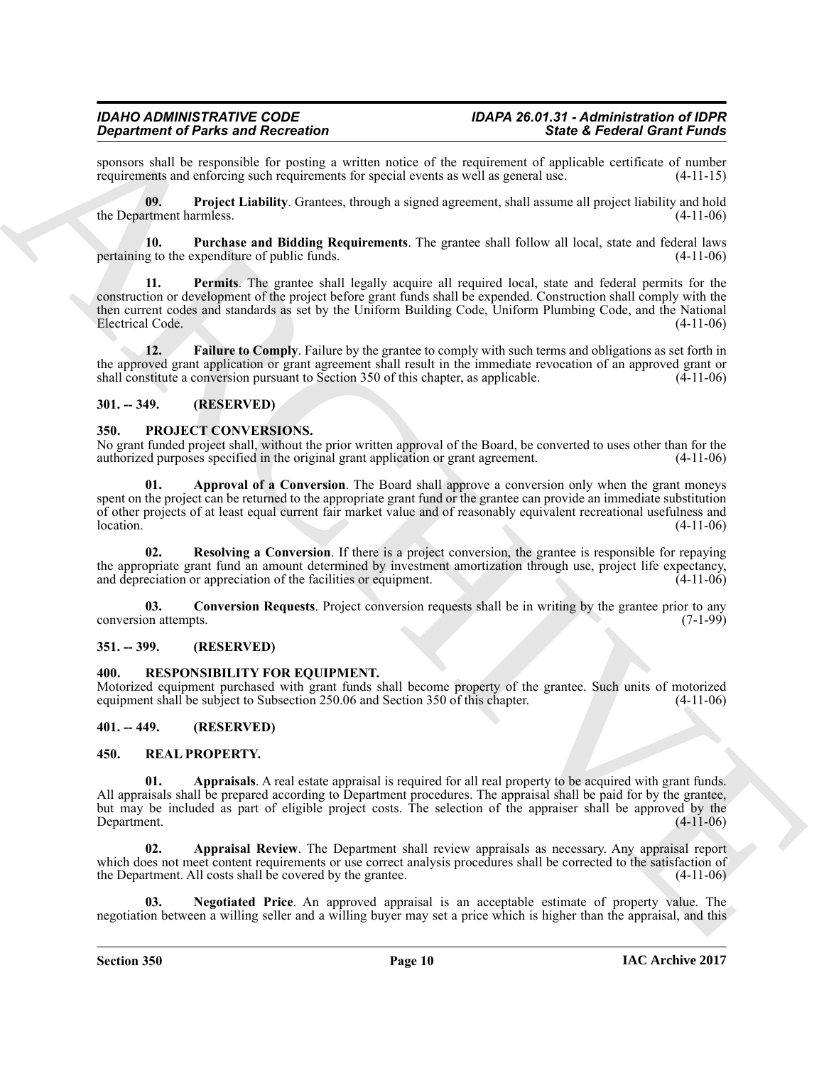sponsors shall be responsible for posting a written notice of the requirement of applicable certificate of number requirements and enforcing such requirements for special events as well as general use. (4-11-15)

**09. Project Liability**. Grantees, through a signed agreement, shall assume all project liability and hold the Department harmless. (4-11-06)

**10. Purchase and Bidding Requirements**. The grantee shall follow all local, state and federal laws pertaining to the expenditure of public funds. (4-11-06)

**11. Permits**. The grantee shall legally acquire all required local, state and federal permits for the construction or development of the project before grant funds shall be expended. Construction shall comply with the then current codes and standards as set by the Uniform Building Code, Uniform Plumbing Code, and the National Electrical Code. (4-11-06)

**12. Failure to Comply**. Failure by the grantee to comply with such terms and obligations as set forth in the approved grant application or grant agreement shall result in the immediate revocation of an approved grant or shall constitute a conversion pursuant to Section 350 of this chapter, as applicable. (4-11-06)

## 301. -- 349. (RESERVED)

## 350. PROJECT CONVERSIONS.

No grant funded project shall, without the prior written approval of the Board, be converted to uses other than for the authorized purposes specified in the original grant application or grant agreement. (4-11-06)

**01. Approval of a Conversion**. The Board shall approve a conversion only when the grant moneys spent on the project can be returned to the appropriate grant fund or the grantee can provide an immediate substitution of other projects of at least equal current fair market value and of reasonably equivalent recreational usefulness and location. (4-11-06)

**02. Resolving a Conversion**. If there is a project conversion, the grantee is responsible for repaying the appropriate grant fund an amount determined by investment amortization through use, project life expectancy, and depreciation or appreciation of the facilities or equipment. (4-11-06)

**03. Conversion Requests**. Project conversion requests shall be in writing by the grantee prior to any conversion attempts. (7-1-99)

## 351. -- 399. (RESERVED)

## 400. RESPONSIBILITY FOR EQUIPMENT.

Motorized equipment purchased with grant funds shall become property of the grantee. Such units of motorized equipment shall be subject to Subsection 250.06 and Section 350 of this chapter. (4-11-06)

## 401. -- 449. (RESERVED)

## 450. REAL PROPERTY.

**01. Appraisals**. A real estate appraisal is required for all real property to be acquired with grant funds. All appraisals shall be prepared according to Department procedures. The appraisal shall be paid for by the grantee, but may be included as part of eligible project costs. The selection of the appraiser shall be approved by the Department. (4-11-06)

**02. Appraisal Review**. The Department shall review appraisals as necessary. Any appraisal report which does not meet content requirements or use correct analysis procedures shall be corrected to the satisfaction of the Department. All costs shall be covered by the grantee. (4-11-06)

**03. Negotiated Price**. An approved appraisal is an acceptable estimate of property value. The negotiation between a willing seller and a willing buyer may set a price which is higher than the appraisal, and this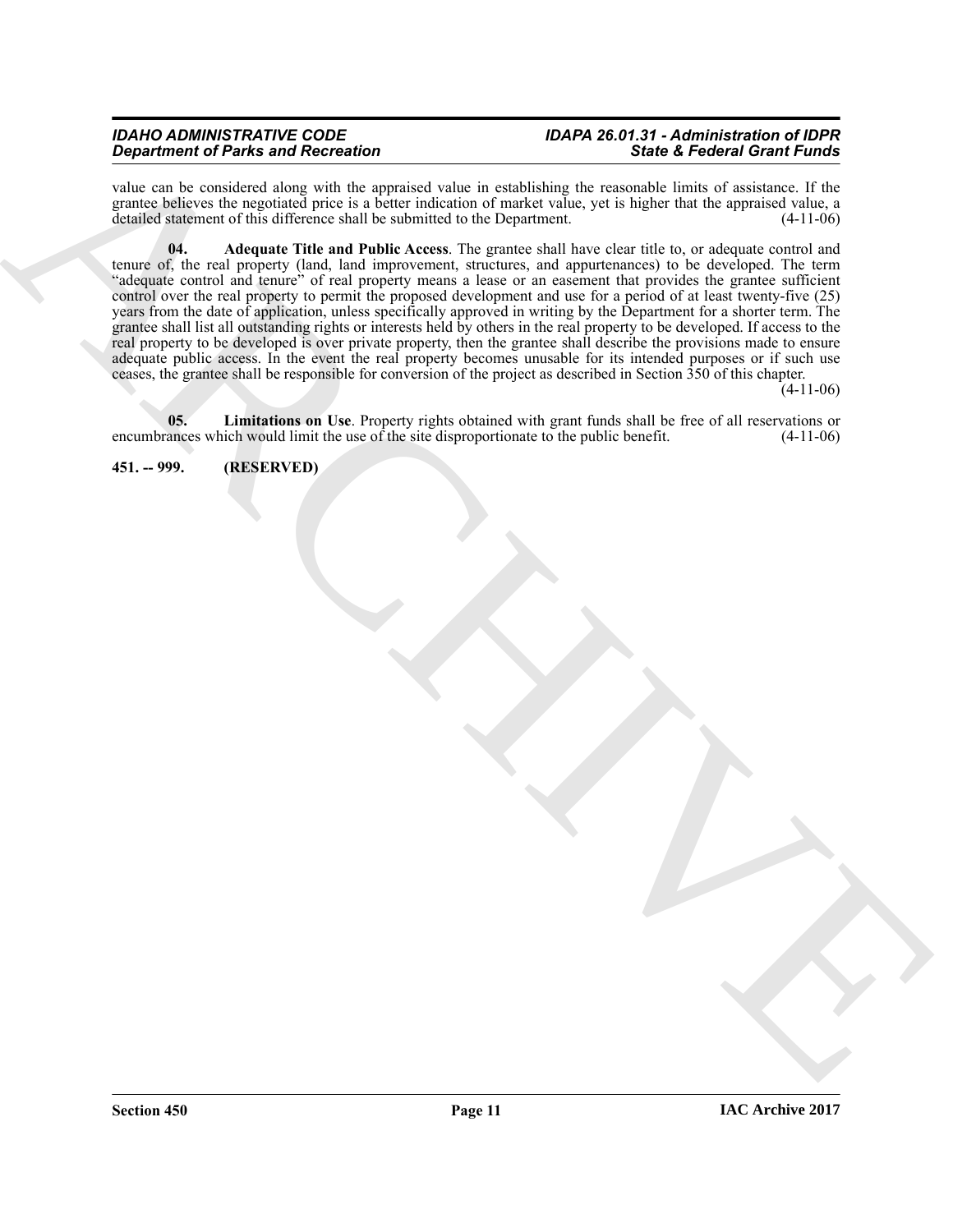value can be considered along with the appraised value in establishing the reasonable limits of assistance. If the grantee believes the negotiated price is a better indication of market value, yet is higher that the appraised value, a detailed statement of this difference shall be submitted to the Department. (4-11-06)

**04. Adequate Title and Public Access**. The grantee shall have clear title to, or adequate control and tenure of, the real property (land, land improvement, structures, and appurtenances) to be developed. The term "adequate control and tenure" of real property means a lease or an easement that provides the grantee sufficient control over the real property to permit the proposed development and use for a period of at least twenty-five (25) years from the date of application, unless specifically approved in writing by the Department for a shorter term. The grantee shall list all outstanding rights or interests held by others in the real property to be developed. If access to the real property to be developed is over private property, then the grantee shall describe the provisions made to ensure adequate public access. In the event the real property becomes unusable for its intended purposes or if such use ceases, the grantee shall be responsible for conversion of the project as described in Section 350 of this chapter. (4-11-06)

**05. Limitations on Use**. Property rights obtained with grant funds shall be free of all reservations or encumbrances which would limit the use of the site disproportionate to the public benefit. (4-11-06)

**451. -- 999. (RESERVED)**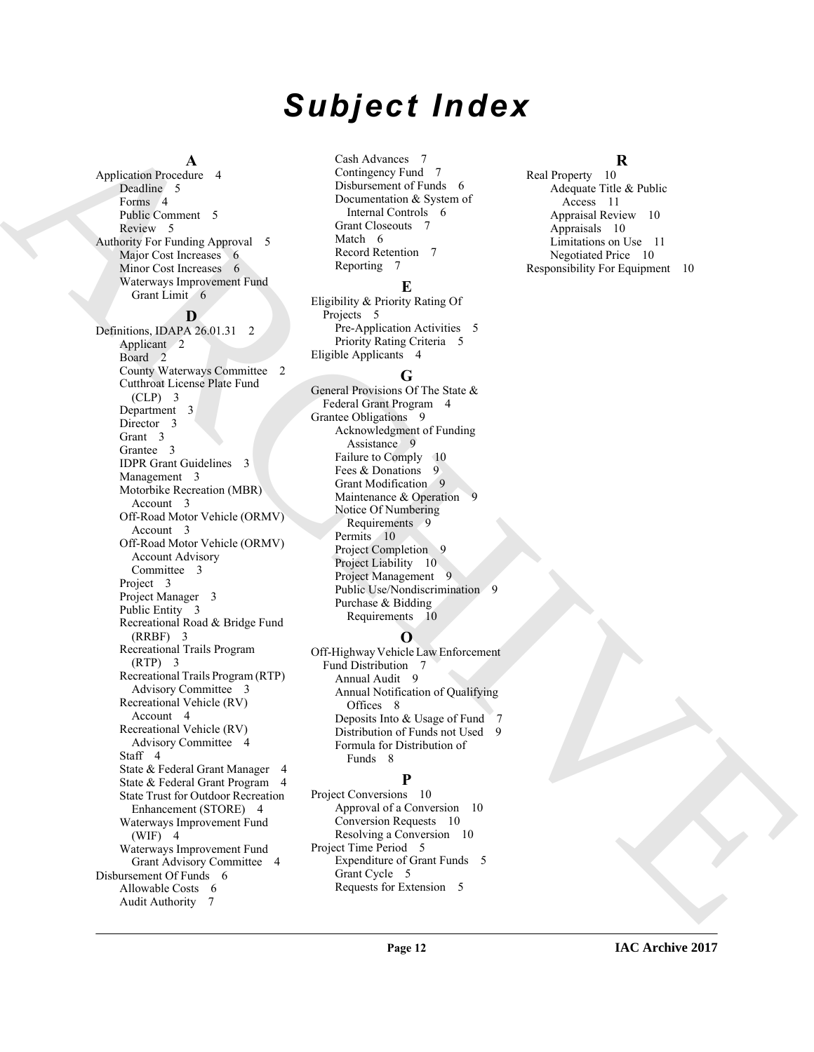# Subject Index

**A**

Application Procedure 4
- Deadline 5
- Forms 4
- Public Comment 5
- Review 5

Authority For Funding Approval 5
- Major Cost Increases 6
- Minor Cost Increases 6
- Waterways Improvement Fund Grant Limit 6

**D**

Definitions, IDAPA 26.01.31 2
- Applicant 2
- Board 2
- County Waterways Committee 2
- Cutthroat License Plate Fund (CLP) 3
- Department 3
- Director 3
- Grant 3
- Grantee 3
- IDPR Grant Guidelines 3
- Management 3
- Motorbike Recreation (MBR) Account 3
- Off-Road Motor Vehicle (ORMV) Account 3
- Off-Road Motor Vehicle (ORMV) Account Advisory Committee 3
- Project 3
- Project Manager 3
- Public Entity 3
- Recreational Road & Bridge Fund (RRBF) 3
- Recreational Trails Program (RTP) 3
- Recreational Trails Program (RTP) Advisory Committee 3
- Recreational Vehicle (RV) Account 4
- Recreational Vehicle (RV) Advisory Committee 4
- Staff 4
- State & Federal Grant Manager 4
- State & Federal Grant Program 4
- State Trust for Outdoor Recreation Enhancement (STORE) 4
- Waterways Improvement Fund (WIF) 4
- Waterways Improvement Fund Grant Advisory Committee 4

Disbursement Of Funds 6
- Allowable Costs 6
- Audit Authority 7
- Cash Advances 7
- Contingency Fund 7
- Disbursement of Funds 6
- Documentation & System of Internal Controls 6
- Grant Closeouts 7
- Match 6
- Record Retention 7
- Reporting 7

**E**

Eligibility & Priority Rating Of Projects 5
- Pre-Application Activities 5
- Priority Rating Criteria 5

Eligible Applicants 4

**G**

General Provisions Of The State & Federal Grant Program 4

Grantee Obligations 9
- Acknowledgment of Funding Assistance 9
- Failure to Comply 10
- Fees & Donations 9
- Grant Modification 9
- Maintenance & Operation 9
- Notice Of Numbering Requirements 9
- Permits 10
- Project Completion 9
- Project Liability 10
- Project Management 9
- Public Use/Nondiscrimination 9
- Purchase & Bidding Requirements 10

**O**

Off-Highway Vehicle Law Enforcement Fund Distribution 7
- Annual Audit 9
- Annual Notification of Qualifying Offices 8
- Deposits Into & Usage of Fund 7
- Distribution of Funds not Used 9
- Formula for Distribution of Funds 8

**P**

Project Conversions 10
- Approval of a Conversion 10
- Conversion Requests 10
- Resolving a Conversion 10

Project Time Period 5
- Expenditure of Grant Funds 5
- Grant Cycle 5
- Requests for Extension 5

**R**

Real Property 10
- Adequate Title & Public Access 11
- Appraisal Review 10
- Appraisals 10
- Limitations on Use 11
- Negotiated Price 10

Responsibility For Equipment 10